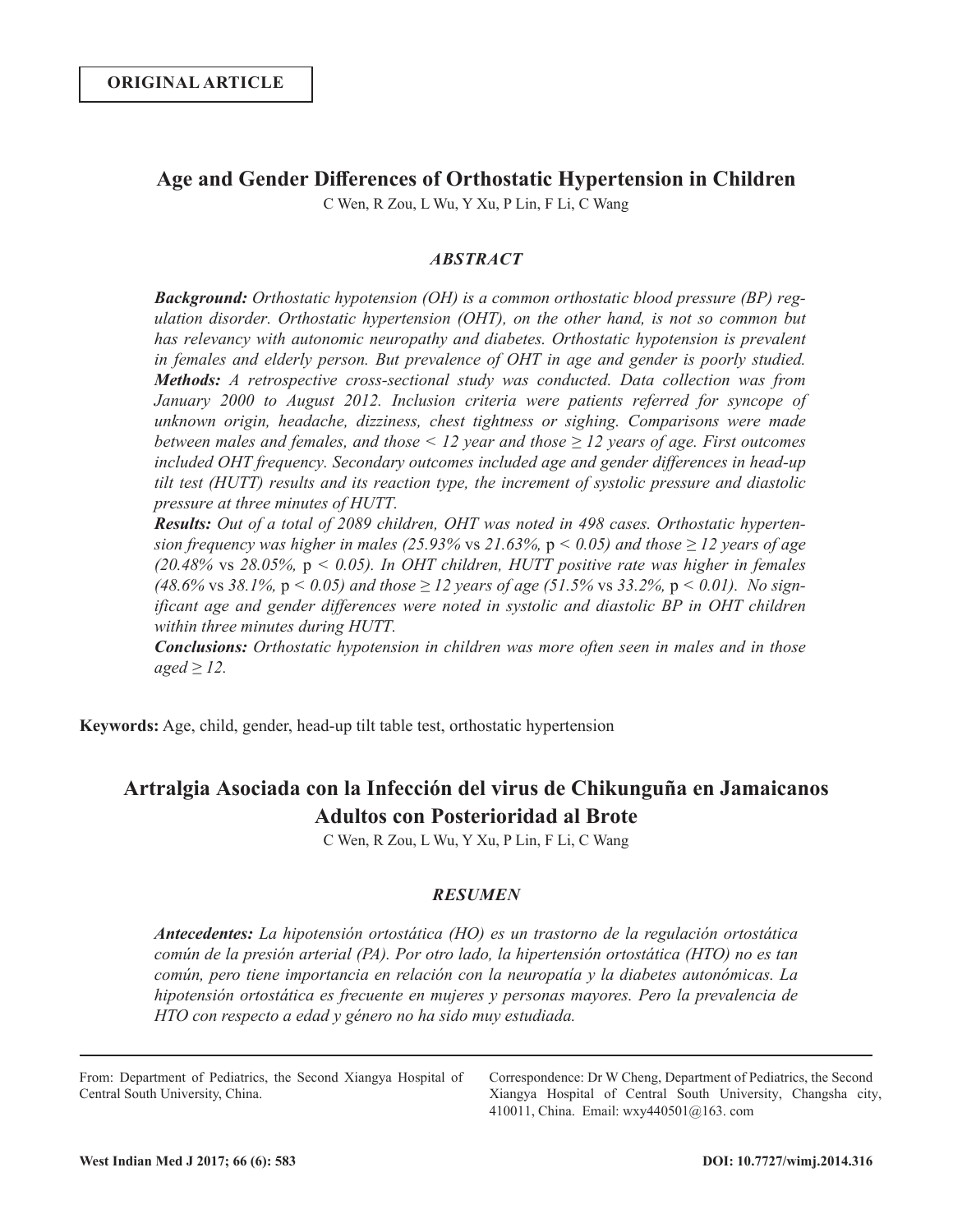**ORIGINAL ARTICLE**

# Age and Gender Differences of Orthostatic Hypertension in Children

C Wen, R Zou, L Wu, Y Xu, P Lin, F Li, C Wang

## *ABSTRACT*

***Background:*** *Orthostatic hypotension (OH) is a common orthostatic blood pressure (BP) regulation disorder. Orthostatic hypertension (OHT), on the other hand, is not so common but has relevancy with autonomic neuropathy and diabetes. Orthostatic hypotension is prevalent in females and elderly person. But prevalence of OHT in age and gender is poorly studied.*

***Methods:*** *A retrospective cross-sectional study was conducted. Data collection was from January 2000 to August 2012. Inclusion criteria were patients referred for syncope of unknown origin, headache, dizziness, chest tightness or sighing. Comparisons were made between males and females, and those < 12 year and those ≥ 12 years of age. First outcomes included OHT frequency. Secondary outcomes included age and gender differences in head-up tilt test (HUTT) results and its reaction type, the increment of systolic pressure and diastolic pressure at three minutes of HUTT.*

***Results:*** *Out of a total of 2089 children, OHT was noted in 498 cases. Orthostatic hypertension frequency was higher in males (25.93%* vs *21.63%,* $p < 0.05$*) and those ≥ 12 years of age (20.48%* vs *28.05%,* $p < 0.05$*). In OHT children, HUTT positive rate was higher in females (48.6%* vs *38.1%,* $p < 0.05$*) and those ≥ 12 years of age (51.5%* vs *33.2%,* $p < 0.01$*). No significant age and gender differences were noted in systolic and diastolic BP in OHT children within three minutes during HUTT.*

***Conclusions:*** *Orthostatic hypotension in children was more often seen in males and in those aged ≥ 12.*

**Keywords:** Age, child, gender, head-up tilt table test, orthostatic hypertension

# Artralgia Asociada con la Infección del virus de Chikunguña en Jamaicanos Adultos con Posterioridad al Brote

C Wen, R Zou, L Wu, Y Xu, P Lin, F Li, C Wang

## *RESUMEN*

***Antecedentes:*** *La hipotensión ortostática (HO) es un trastorno de la regulación ortostática común de la presión arterial (PA). Por otro lado, la hipertensión ortostática (HTO) no es tan común, pero tiene importancia en relación con la neuropatía y la diabetes autonómicas. La hipotensión ortostática es frecuente en mujeres y personas mayores. Pero la prevalencia de HTO con respecto a edad y género no ha sido muy estudiada.*

---

From: Department of Pediatrics, the Second Xiangya Hospital of Central South University, China.

Correspondence: Dr W Cheng, Department of Pediatrics, the Second Xiangya Hospital of Central South University, Changsha city, 410011, China. Email: wxy440501@163. com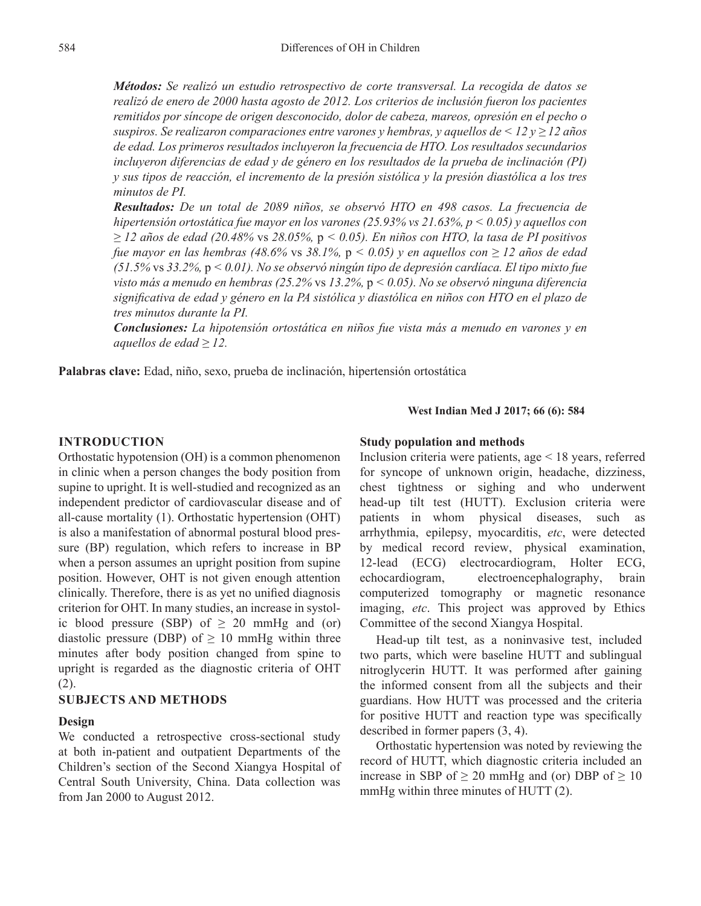***Métodos:*** *Se realizó un estudio retrospectivo de corte transversal. La recogida de datos se realizó de enero de 2000 hasta agosto de 2012. Los criterios de inclusión fueron los pacientes remitidos por síncope de origen desconocido, dolor de cabeza, mareos, opresión en el pecho o suspiros. Se realizaron comparaciones entre varones y hembras, y aquellos de < 12 y ≥ 12 años de edad. Los primeros resultados incluyeron la frecuencia de HTO. Los resultados secundarios incluyeron diferencias de edad y de género en los resultados de la prueba de inclinación (PI) y sus tipos de reacción, el incremento de la presión sistólica y la presión diastólica a los tres minutos de PI.*

***Resultados:*** *De un total de 2089 niños, se observó HTO en 498 casos. La frecuencia de hipertensión ortostática fue mayor en los varones (25.93% vs 21.63%, p < 0.05) y aquellos con ≥ 12 años de edad (20.48%* vs *28.05%,* p *< 0.05). En niños con HTO, la tasa de PI positivos fue mayor en las hembras (48.6%* vs *38.1%,* p *< 0.05) y en aquellos con ≥ 12 años de edad (51.5%* vs *33.2%,* p *< 0.01). No se observó ningún tipo de depresión cardíaca. El tipo mixto fue visto más a menudo en hembras (25.2%* vs *13.2%,* p *< 0.05). No se observó ninguna diferencia significativa de edad y género en la PA sistólica y diastólica en niños con HTO en el plazo de tres minutos durante la PI.*

***Conclusiones:*** *La hipotensión ortostática en niños fue vista más a menudo en varones y en aquellos de edad ≥ 12.*

**Palabras clave:** Edad, niño, sexo, prueba de inclinación, hipertensión ortostática

## INTRODUCTION

Orthostatic hypotension (OH) is a common phenomenon in clinic when a person changes the body position from supine to upright. It is well-studied and recognized as an independent predictor of cardiovascular disease and of all-cause mortality (1). Orthostatic hypertension (OHT) is also a manifestation of abnormal postural blood pressure (BP) regulation, which refers to increase in BP when a person assumes an upright position from supine position. However, OHT is not given enough attention clinically. Therefore, there is as yet no unified diagnosis criterion for OHT. In many studies, an increase in systolic blood pressure (SBP) of ≥ 20 mmHg and (or) diastolic pressure (DBP) of ≥ 10 mmHg within three minutes after body position changed from spine to upright is regarded as the diagnostic criteria of OHT (2).

## SUBJECTS AND METHODS

### Design

We conducted a retrospective cross-sectional study at both in-patient and outpatient Departments of the Children's section of the Second Xiangya Hospital of Central South University, China. Data collection was from Jan 2000 to August 2012.

### Study population and methods

Inclusion criteria were patients, age < 18 years, referred for syncope of unknown origin, headache, dizziness, chest tightness or sighing and who underwent head-up tilt test (HUTT). Exclusion criteria were patients in whom physical diseases, such as arrhythmia, epilepsy, myocarditis, *etc*, were detected by medical record review, physical examination, 12-lead (ECG) electrocardiogram, Holter ECG, echocardiogram, electroencephalography, brain computerized tomography or magnetic resonance imaging, *etc*. This project was approved by Ethics Committee of the second Xiangya Hospital.

Head-up tilt test, as a noninvasive test, included two parts, which were baseline HUTT and sublingual nitroglycerin HUTT. It was performed after gaining the informed consent from all the subjects and their guardians. How HUTT was processed and the criteria for positive HUTT and reaction type was specifically described in former papers (3, 4).

Orthostatic hypertension was noted by reviewing the record of HUTT, which diagnostic criteria included an increase in SBP of ≥ 20 mmHg and (or) DBP of ≥ 10 mmHg within three minutes of HUTT (2).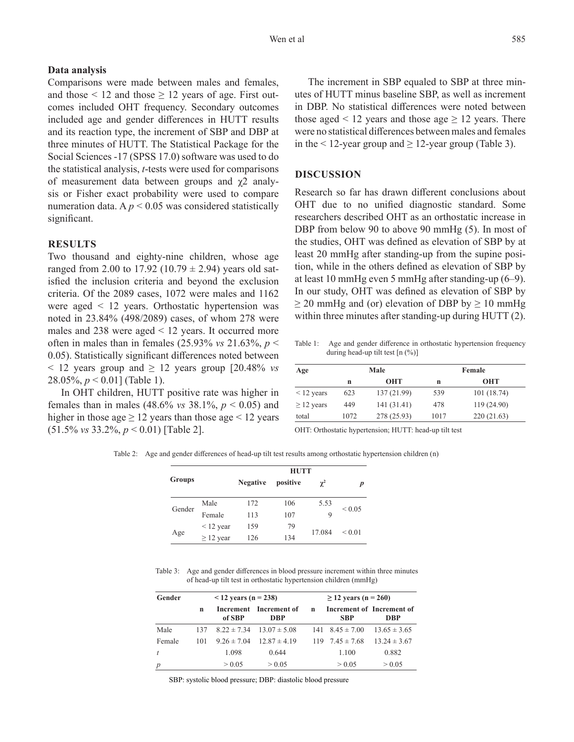### Data analysis

Comparisons were made between males and females, and those < 12 and those ≥ 12 years of age. First outcomes included OHT frequency. Secondary outcomes included age and gender differences in HUTT results and its reaction type, the increment of SBP and DBP at three minutes of HUTT. The Statistical Package for the Social Sciences -17 (SPSS 17.0) software was used to do the statistical analysis, *t*-tests were used for comparisons of measurement data between groups and $\chi 2$ analysis or Fisher exact probability were used to compare numeration data. A $p < 0.05$ was considered statistically significant.

## RESULTS

Two thousand and eighty-nine children, whose age ranged from 2.00 to 17.92 (10.79 ± 2.94) years old satisfied the inclusion criteria and beyond the exclusion criteria. Of the 2089 cases, 1072 were males and 1162 were aged < 12 years. Orthostatic hypertension was noted in 23.84% (498/2089) cases, of whom 278 were males and 238 were aged < 12 years. It occurred more often in males than in females (25.93% *vs* 21.63%, $p < 0.05$). Statistically significant differences noted between < 12 years group and ≥ 12 years group [20.48% *vs* 28.05%, $p < 0.01$] (Table 1).

In OHT children, HUTT positive rate was higher in females than in males (48.6% *vs* 38.1%, $p < 0.05$) and higher in those age ≥ 12 years than those age < 12 years (51.5% *vs* 33.2%, $p < 0.01$) [Table 2].

The increment in SBP equaled to SBP at three minutes of HUTT minus baseline SBP, as well as increment in DBP. No statistical differences were noted between those aged < 12 years and those age ≥ 12 years. There were no statistical differences between males and females in the < 12-year group and ≥ 12-year group (Table 3).

## DISCUSSION

Research so far has drawn different conclusions about OHT due to no unified diagnostic standard. Some researchers described OHT as an orthostatic increase in DBP from below 90 to above 90 mmHg (5). In most of the studies, OHT was defined as elevation of SBP by at least 20 mmHg after standing-up from the supine position, while in the others defined as elevation of SBP by at least 10 mmHg even 5 mmHg after standing-up (6–9). In our study, OHT was defined as elevation of SBP by ≥ 20 mmHg and (or) elevation of DBP by ≥ 10 mmHg within three minutes after standing-up during HUTT (2).

Table 1: Age and gender difference in orthostatic hypertension frequency during head-up tilt test [n (%)]

| Age | Male | | Female | |
|---|---|---|---|---|
| | n | OHT | n | OHT |
| < 12 years | 623 | 137 (21.99) | 539 | 101 (18.74) |
| ≥ 12 years | 449 | 141 (31.41) | 478 | 119 (24.90) |
| total | 1072 | 278 (25.93) | 1017 | 220 (21.63) |

OHT: Orthostatic hypertension; HUTT: head-up tilt test

Table 2: Age and gender differences of head-up tilt test results among orthostatic hypertension children (n)

| Groups | | HUTT | | | |
|---|---|---|---|---|---|
| | | Negative | positive | $\chi^2$ | *p* |
| Gender | Male | 172 | 106 | 5.539 | < 0.05 |
| | Female | 113 | 107 | | |
| Age | < 12 year | 159 | 79 | 17.084 | < 0.01 |
| | ≥ 12 year | 126 | 134 | | |

Table 3: Age and gender differences in blood pressure increment within three minutes of head-up tilt test in orthostatic hypertension children (mmHg)

| Gender | < 12 years (n = 238) | | | ≥ 12 years (n = 260) | | |
|---|---|---|---|---|---|---|
| | n | Increment of SBP | Increment of DBP | n | Increment of SBP | Increment of DBP |
| Male | 137 | 8.22 ± 7.34 | 13.07 ± 5.08 | 141 | 8.45 ± 7.00 | 13.65 ± 3.65 |
| Female | 101 | 9.26 ± 7.04 | 12.87 ± 4.19 | 119 | 7.45 ± 7.68 | 13.24 ± 3.67 |
| *t* | | 1.098 | 0.644 | | 1.100 | 0.882 |
| *p* | | > 0.05 | > 0.05 | | > 0.05 | > 0.05 |

SBP: systolic blood pressure; DBP: diastolic blood pressure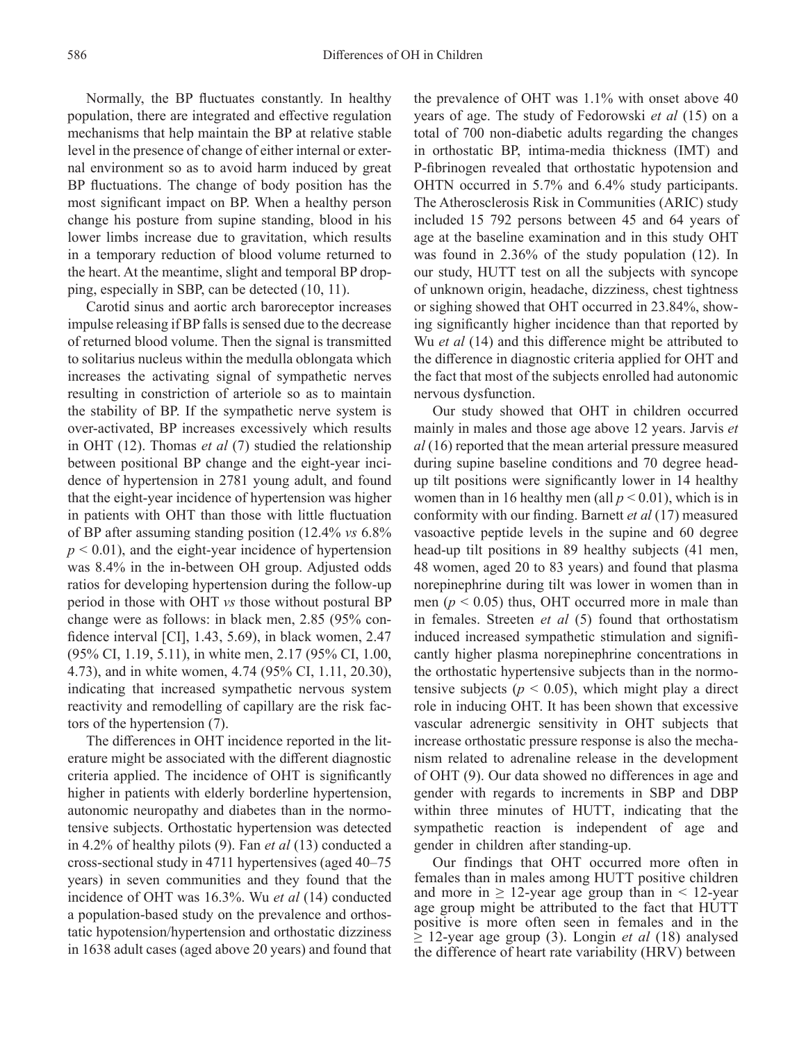Normally, the BP fluctuates constantly. In healthy population, there are integrated and effective regulation mechanisms that help maintain the BP at relative stable level in the presence of change of either internal or external environment so as to avoid harm induced by great BP fluctuations. The change of body position has the most significant impact on BP. When a healthy person change his posture from supine standing, blood in his lower limbs increase due to gravitation, which results in a temporary reduction of blood volume returned to the heart. At the meantime, slight and temporal BP dropping, especially in SBP, can be detected (10, 11).

Carotid sinus and aortic arch baroreceptor increases impulse releasing if BP falls is sensed due to the decrease of returned blood volume. Then the signal is transmitted to solitarius nucleus within the medulla oblongata which increases the activating signal of sympathetic nerves resulting in constriction of arteriole so as to maintain the stability of BP. If the sympathetic nerve system is over-activated, BP increases excessively which results in OHT (12). Thomas *et al* (7) studied the relationship between positional BP change and the eight-year incidence of hypertension in 2781 young adult, and found that the eight-year incidence of hypertension was higher in patients with OHT than those with little fluctuation of BP after assuming standing position (12.4% *vs* 6.8% $p < 0.01$), and the eight-year incidence of hypertension was 8.4% in the in-between OH group. Adjusted odds ratios for developing hypertension during the follow-up period in those with OHT *vs* those without postural BP change were as follows: in black men, 2.85 (95% confidence interval [CI], 1.43, 5.69), in black women, 2.47 (95% CI, 1.19, 5.11), in white men, 2.17 (95% CI, 1.00, 4.73), and in white women, 4.74 (95% CI, 1.11, 20.30), indicating that increased sympathetic nervous system reactivity and remodelling of capillary are the risk factors of the hypertension (7).

The differences in OHT incidence reported in the literature might be associated with the different diagnostic criteria applied. The incidence of OHT is significantly higher in patients with elderly borderline hypertension, autonomic neuropathy and diabetes than in the normotensive subjects. Orthostatic hypertension was detected in 4.2% of healthy pilots (9). Fan *et al* (13) conducted a cross-sectional study in 4711 hypertensives (aged 40–75 years) in seven communities and they found that the incidence of OHT was 16.3%. Wu *et al* (14) conducted a population-based study on the prevalence and orthostatic hypotension/hypertension and orthostatic dizziness in 1638 adult cases (aged above 20 years) and found that the prevalence of OHT was 1.1% with onset above 40 years of age. The study of Fedorowski *et al* (15) on a total of 700 non-diabetic adults regarding the changes in orthostatic BP, intima-media thickness (IMT) and P-fibrinogen revealed that orthostatic hypotension and OHTN occurred in 5.7% and 6.4% study participants. The Atherosclerosis Risk in Communities (ARIC) study included 15 792 persons between 45 and 64 years of age at the baseline examination and in this study OHT was found in 2.36% of the study population (12). In our study, HUTT test on all the subjects with syncope of unknown origin, headache, dizziness, chest tightness or sighing showed that OHT occurred in 23.84%, showing significantly higher incidence than that reported by Wu *et al* (14) and this difference might be attributed to the difference in diagnostic criteria applied for OHT and the fact that most of the subjects enrolled had autonomic nervous dysfunction.

Our study showed that OHT in children occurred mainly in males and those age above 12 years. Jarvis *et al* (16) reported that the mean arterial pressure measured during supine baseline conditions and 70 degree head-up tilt positions were significantly lower in 14 healthy women than in 16 healthy men (all $p < 0.01$), which is in conformity with our finding. Barnett *et al* (17) measured vasoactive peptide levels in the supine and 60 degree head-up tilt positions in 89 healthy subjects (41 men, 48 women, aged 20 to 83 years) and found that plasma norepinephrine during tilt was lower in women than in men ($p < 0.05$) thus, OHT occurred more in male than in females. Streeten *et al* (5) found that orthostatism induced increased sympathetic stimulation and significantly higher plasma norepinephrine concentrations in the orthostatic hypertensive subjects than in the normotensive subjects ($p < 0.05$), which might play a direct role in inducing OHT. It has been shown that excessive vascular adrenergic sensitivity in OHT subjects that increase orthostatic pressure response is also the mechanism related to adrenaline release in the development of OHT (9). Our data showed no differences in age and gender with regards to increments in SBP and DBP within three minutes of HUTT, indicating that the sympathetic reaction is independent of age and gender in children after standing-up.

Our findings that OHT occurred more often in females than in males among HUTT positive children and more in ≥ 12-year age group than in < 12-year age group might be attributed to the fact that HUTT positive is more often seen in females and in the ≥ 12-year age group (3). Longin *et al* (18) analysed the difference of heart rate variability (HRV) between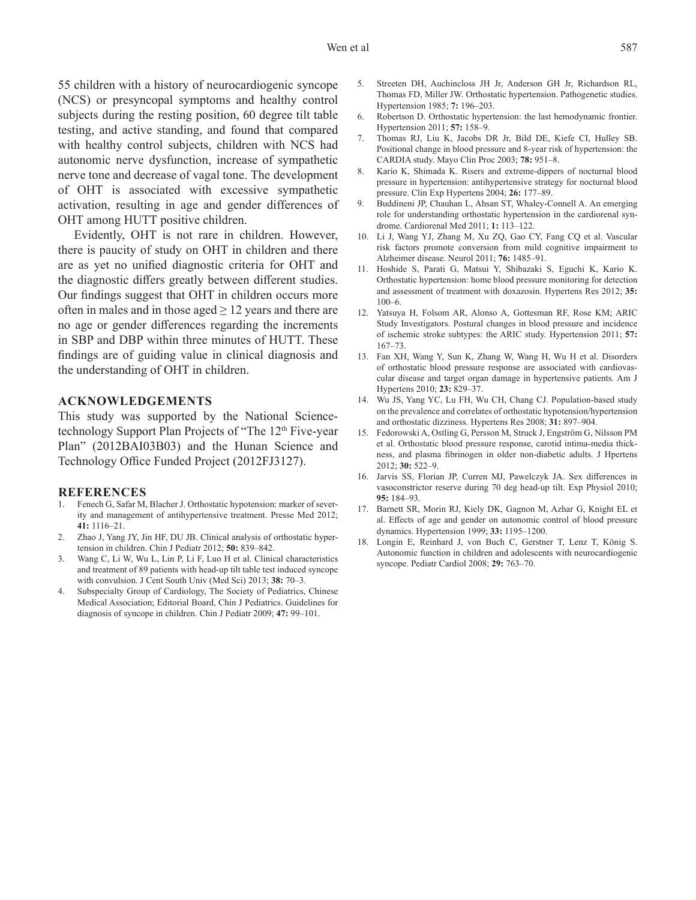55 children with a history of neurocardiogenic syncope (NCS) or presyncopal symptoms and healthy control subjects during the resting position, 60 degree tilt table testing, and active standing, and found that compared with healthy control subjects, children with NCS had autonomic nerve dysfunction, increase of sympathetic nerve tone and decrease of vagal tone. The development of OHT is associated with excessive sympathetic activation, resulting in age and gender differences of OHT among HUTT positive children.

Evidently, OHT is not rare in children. However, there is paucity of study on OHT in children and there are as yet no unified diagnostic criteria for OHT and the diagnostic differs greatly between different studies. Our findings suggest that OHT in children occurs more often in males and in those aged ≥ 12 years and there are no age or gender differences regarding the increments in SBP and DBP within three minutes of HUTT. These findings are of guiding value in clinical diagnosis and the understanding of OHT in children.

## ACKNOWLEDGEMENTS

This study was supported by the National Science-technology Support Plan Projects of "The 12th Five-year Plan" (2012BAI03B03) and the Hunan Science and Technology Office Funded Project (2012FJ3127).

## REFERENCES

1. Fenech G, Safar M, Blacher J. Orthostatic hypotension: marker of severity and management of antihypertensive treatment. Presse Med 2012; **41:** 1116–21.
2. Zhao J, Yang JY, Jin HF, DU JB. Clinical analysis of orthostatic hypertension in children. Chin J Pediatr 2012; **50:** 839–842.
3. Wang C, Li W, Wu L, Lin P, Li F, Luo H et al. Clinical characteristics and treatment of 89 patients with head-up tilt table test induced syncope with convulsion. J Cent South Univ (Med Sci) 2013; **38:** 70–3.
4. Subspecialty Group of Cardiology, The Society of Pediatrics, Chinese Medical Association; Editorial Board, Chin J Pediatrics. Guidelines for diagnosis of syncope in children. Chin J Pediatr 2009; **47:** 99–101.
5. Streeten DH, Auchincloss JH Jr, Anderson GH Jr, Richardson RL, Thomas FD, Miller JW. Orthostatic hypertension. Pathogenetic studies. Hypertension 1985; **7:** 196–203.
6. Robertson D. Orthostatic hypertension: the last hemodynamic frontier. Hypertension 2011; **57:** 158–9.
7. Thomas RJ, Liu K, Jacobs DR Jr, Bild DE, Kiefe CI, Hulley SB. Positional change in blood pressure and 8-year risk of hypertension: the CARDIA study. Mayo Clin Proc 2003; **78:** 951–8.
8. Kario K, Shimada K. Risers and extreme-dippers of nocturnal blood pressure in hypertension: antihypertensive strategy for nocturnal blood pressure. Clin Exp Hypertens 2004; **26:** 177–89.
9. Buddineni JP, Chauhan L, Ahsan ST, Whaley-Connell A. An emerging role for understanding orthostatic hypertension in the cardiorenal syndrome. Cardiorenal Med 2011; **1:** 113–122.
10. Li J, Wang YJ, Zhang M, Xu ZQ, Gao CY, Fang CQ et al. Vascular risk factors promote conversion from mild cognitive impairment to Alzheimer disease. Neurol 2011; **76:** 1485–91.
11. Hoshide S, Parati G, Matsui Y, Shibazaki S, Eguchi K, Kario K. Orthostatic hypertension: home blood pressure monitoring for detection and assessment of treatment with doxazosin. Hypertens Res 2012; **35:** 100–6.
12. Yatsuya H, Folsom AR, Alonso A, Gottesman RF, Rose KM; ARIC Study Investigators. Postural changes in blood pressure and incidence of ischemic stroke subtypes: the ARIC study. Hypertension 2011; **57:** 167–73.
13. Fan XH, Wang Y, Sun K, Zhang W, Wang H, Wu H et al. Disorders of orthostatic blood pressure response are associated with cardiovascular disease and target organ damage in hypertensive patients. Am J Hypertens 2010; **23:** 829–37.
14. Wu JS, Yang YC, Lu FH, Wu CH, Chang CJ. Population-based study on the prevalence and correlates of orthostatic hypotension/hypertension and orthostatic dizziness. Hypertens Res 2008; **31:** 897–904.
15. Fedorowski A, Ostling G, Persson M, Struck J, Engström G, Nilsson PM et al. Orthostatic blood pressure response, carotid intima-media thickness, and plasma fibrinogen in older non-diabetic adults. J Hpertens 2012; **30:** 522–9.
16. Jarvis SS, Florian JP, Curren MJ, Pawelczyk JA. Sex differences in vasoconstrictor reserve during 70 deg head-up tilt. Exp Physiol 2010; **95:** 184–93.
17. Barnett SR, Morin RJ, Kiely DK, Gagnon M, Azhar G, Knight EL et al. Effects of age and gender on autonomic control of blood pressure dynamics. Hypertension 1999; **33:** 1195–1200.
18. Longin E, Reinhard J, von Buch C, Gerstner T, Lenz T, König S. Autonomic function in children and adolescents with neurocardiogenic syncope. Pediatr Cardiol 2008; **29:** 763–70.